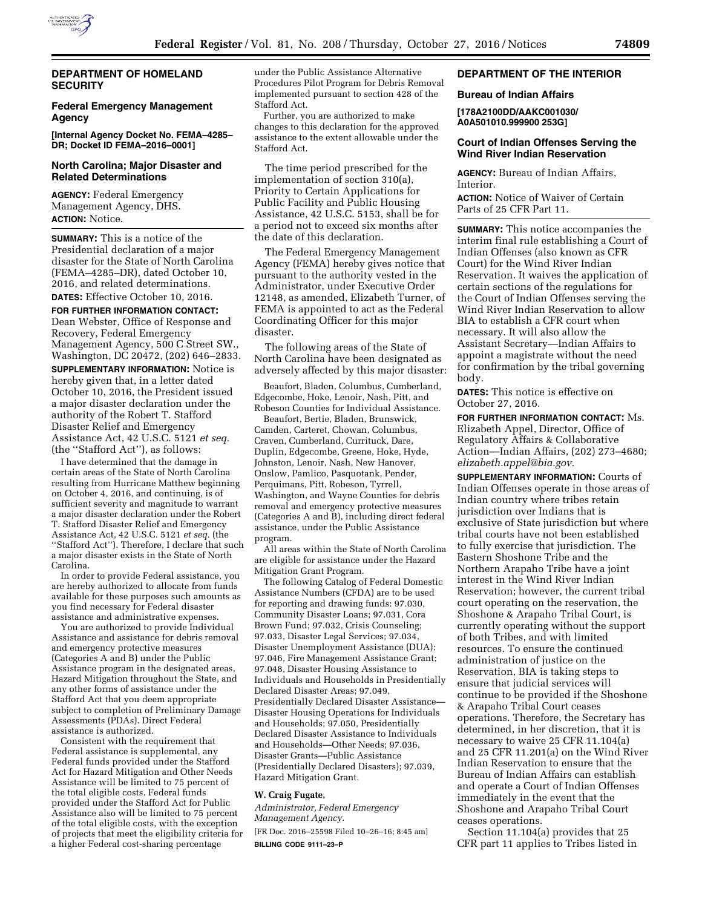## DEPARTMENT OF HOMELAND SECURITY

### Federal Emergency Management Agency

**[Internal Agency Docket No. FEMA–4285–DR; Docket ID FEMA–2016–0001]**

### North Carolina; Major Disaster and Related Determinations

**AGENCY:** Federal Emergency Management Agency, DHS.

**ACTION:** Notice.

**SUMMARY:** This is a notice of the Presidential declaration of a major disaster for the State of North Carolina (FEMA–4285–DR), dated October 10, 2016, and related determinations.

**DATES:** Effective October 10, 2016.

**FOR FURTHER INFORMATION CONTACT:** Dean Webster, Office of Response and Recovery, Federal Emergency Management Agency, 500 C Street SW., Washington, DC 20472, (202) 646–2833.

**SUPPLEMENTARY INFORMATION:** Notice is hereby given that, in a letter dated October 10, 2016, the President issued a major disaster declaration under the authority of the Robert T. Stafford Disaster Relief and Emergency Assistance Act, 42 U.S.C. 5121 *et seq.* (the ''Stafford Act''), as follows:

I have determined that the damage in certain areas of the State of North Carolina resulting from Hurricane Matthew beginning on October 4, 2016, and continuing, is of sufficient severity and magnitude to warrant a major disaster declaration under the Robert T. Stafford Disaster Relief and Emergency Assistance Act, 42 U.S.C. 5121 *et seq.* (the ''Stafford Act''). Therefore, I declare that such a major disaster exists in the State of North Carolina.

In order to provide Federal assistance, you are hereby authorized to allocate from funds available for these purposes such amounts as you find necessary for Federal disaster assistance and administrative expenses.

You are authorized to provide Individual Assistance and assistance for debris removal and emergency protective measures (Categories A and B) under the Public Assistance program in the designated areas, Hazard Mitigation throughout the State, and any other forms of assistance under the Stafford Act that you deem appropriate subject to completion of Preliminary Damage Assessments (PDAs). Direct Federal assistance is authorized.

Consistent with the requirement that Federal assistance is supplemental, any Federal funds provided under the Stafford Act for Hazard Mitigation and Other Needs Assistance will be limited to 75 percent of the total eligible costs. Federal funds provided under the Stafford Act for Public Assistance also will be limited to 75 percent of the total eligible costs, with the exception of projects that meet the eligibility criteria for a higher Federal cost-sharing percentage under the Public Assistance Alternative Procedures Pilot Program for Debris Removal implemented pursuant to section 428 of the Stafford Act.

Further, you are authorized to make changes to this declaration for the approved assistance to the extent allowable under the Stafford Act.

The time period prescribed for the implementation of section 310(a), Priority to Certain Applications for Public Facility and Public Housing Assistance, 42 U.S.C. 5153, shall be for a period not to exceed six months after the date of this declaration.

The Federal Emergency Management Agency (FEMA) hereby gives notice that pursuant to the authority vested in the Administrator, under Executive Order 12148, as amended, Elizabeth Turner, of FEMA is appointed to act as the Federal Coordinating Officer for this major disaster.

The following areas of the State of North Carolina have been designated as adversely affected by this major disaster:

Beaufort, Bladen, Columbus, Cumberland, Edgecombe, Hoke, Lenoir, Nash, Pitt, and Robeson Counties for Individual Assistance.

Beaufort, Bertie, Bladen, Brunswick, Camden, Carteret, Chowan, Columbus, Craven, Cumberland, Currituck, Dare, Duplin, Edgecombe, Greene, Hoke, Hyde, Johnston, Lenoir, Nash, New Hanover, Onslow, Pamlico, Pasquotank, Pender, Perquimans, Pitt, Robeson, Tyrrell, Washington, and Wayne Counties for debris removal and emergency protective measures (Categories A and B), including direct federal assistance, under the Public Assistance program.

All areas within the State of North Carolina are eligible for assistance under the Hazard Mitigation Grant Program.

The following Catalog of Federal Domestic Assistance Numbers (CFDA) are to be used for reporting and drawing funds: 97.030, Community Disaster Loans; 97.031, Cora Brown Fund; 97.032, Crisis Counseling; 97.033, Disaster Legal Services; 97.034, Disaster Unemployment Assistance (DUA); 97.046, Fire Management Assistance Grant; 97.048, Disaster Housing Assistance to Individuals and Households in Presidentially Declared Disaster Areas; 97.049, Presidentially Declared Disaster Assistance—Disaster Housing Operations for Individuals and Households; 97.050, Presidentially Declared Disaster Assistance to Individuals and Households—Other Needs; 97.036, Disaster Grants—Public Assistance (Presidentially Declared Disasters); 97.039, Hazard Mitigation Grant.

**W. Craig Fugate,**

*Administrator, Federal Emergency Management Agency.*

[FR Doc. 2016–25598 Filed 10–26–16; 8:45 am]

**BILLING CODE 9111–23–P**

## DEPARTMENT OF THE INTERIOR

### Bureau of Indian Affairs

**[178A2100DD/AAKC001030/A0A501010.999900 253G]**

### Court of Indian Offenses Serving the Wind River Indian Reservation

**AGENCY:** Bureau of Indian Affairs, Interior.

**ACTION:** Notice of Waiver of Certain Parts of 25 CFR Part 11.

**SUMMARY:** This notice accompanies the interim final rule establishing a Court of Indian Offenses (also known as CFR Court) for the Wind River Indian Reservation. It waives the application of certain sections of the regulations for the Court of Indian Offenses serving the Wind River Indian Reservation to allow BIA to establish a CFR court when necessary. It will also allow the Assistant Secretary—Indian Affairs to appoint a magistrate without the need for confirmation by the tribal governing body.

**DATES:** This notice is effective on October 27, 2016.

**FOR FURTHER INFORMATION CONTACT:** Ms. Elizabeth Appel, Director, Office of Regulatory Affairs & Collaborative Action—Indian Affairs, (202) 273–4680; *elizabeth.appel@bia.gov.*

**SUPPLEMENTARY INFORMATION:** Courts of Indian Offenses operate in those areas of Indian country where tribes retain jurisdiction over Indians that is exclusive of State jurisdiction but where tribal courts have not been established to fully exercise that jurisdiction. The Eastern Shoshone Tribe and the Northern Arapaho Tribe have a joint interest in the Wind River Indian Reservation; however, the current tribal court operating on the reservation, the Shoshone & Arapaho Tribal Court, is currently operating without the support of both Tribes, and with limited resources. To ensure the continued administration of justice on the Reservation, BIA is taking steps to ensure that judicial services will continue to be provided if the Shoshone & Arapaho Tribal Court ceases operations. Therefore, the Secretary has determined, in her discretion, that it is necessary to waive 25 CFR 11.104(a) and 25 CFR 11.201(a) on the Wind River Indian Reservation to ensure that the Bureau of Indian Affairs can establish and operate a Court of Indian Offenses immediately in the event that the Shoshone and Arapaho Tribal Court ceases operations.

Section 11.104(a) provides that 25 CFR part 11 applies to Tribes listed in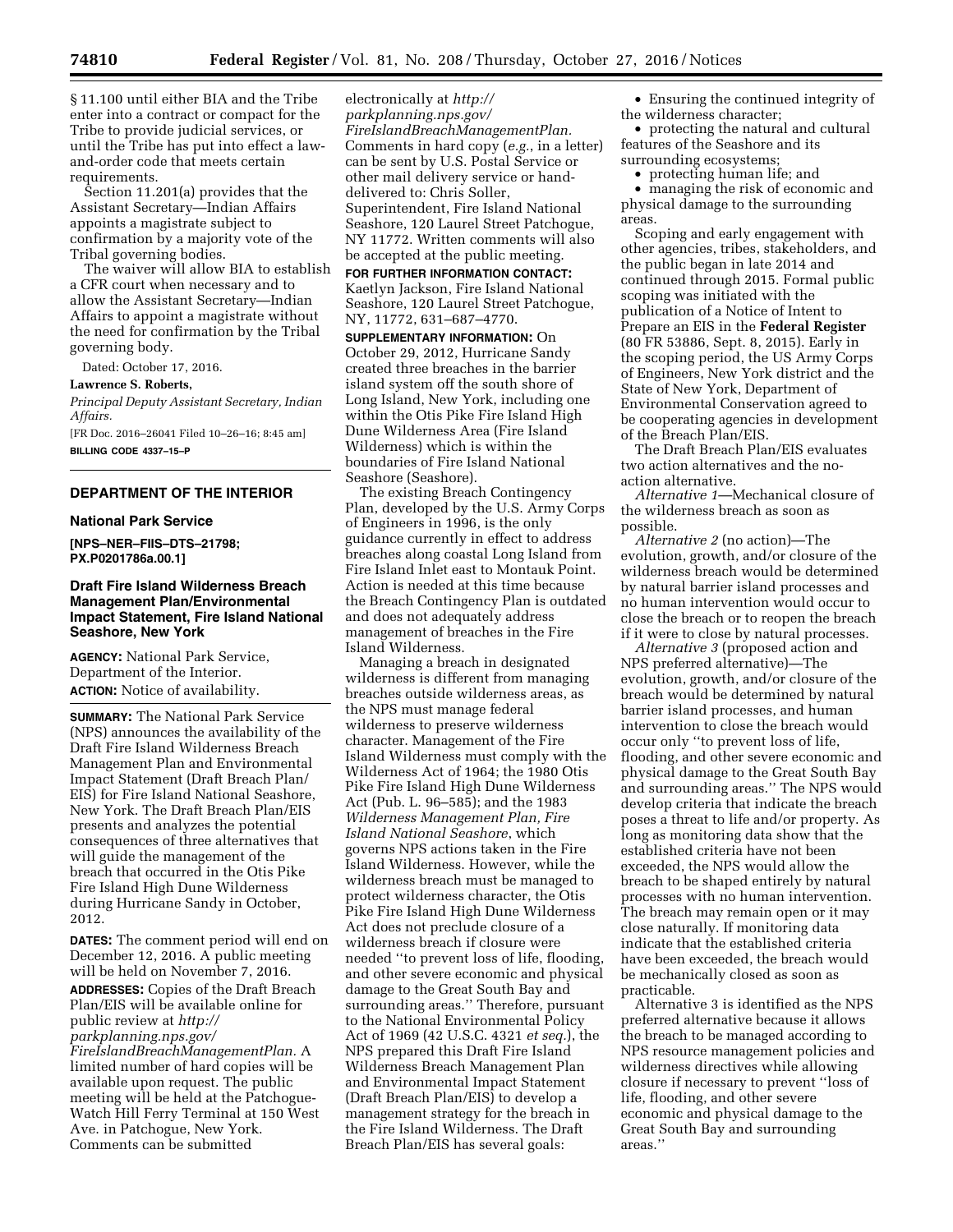§ 11.100 until either BIA and the Tribe enter into a contract or compact for the Tribe to provide judicial services, or until the Tribe has put into effect a law-and-order code that meets certain requirements.

Section 11.201(a) provides that the Assistant Secretary—Indian Affairs appoints a magistrate subject to confirmation by a majority vote of the Tribal governing bodies.

The waiver will allow BIA to establish a CFR court when necessary and to allow the Assistant Secretary—Indian Affairs to appoint a magistrate without the need for confirmation by the Tribal governing body.

Dated: October 17, 2016.

**Lawrence S. Roberts,**

*Principal Deputy Assistant Secretary, Indian Affairs.*

[FR Doc. 2016–26041 Filed 10–26–16; 8:45 am]

**BILLING CODE 4337–15–P**

---

## DEPARTMENT OF THE INTERIOR

### National Park Service

**[NPS–NER–FIIS–DTS–21798; PX.P0201786a.00.1]**

### Draft Fire Island Wilderness Breach Management Plan/Environmental Impact Statement, Fire Island National Seashore, New York

**AGENCY:** National Park Service, Department of the Interior.

**ACTION:** Notice of availability.

**SUMMARY:** The National Park Service (NPS) announces the availability of the Draft Fire Island Wilderness Breach Management Plan and Environmental Impact Statement (Draft Breach Plan/EIS) for Fire Island National Seashore, New York. The Draft Breach Plan/EIS presents and analyzes the potential consequences of three alternatives that will guide the management of the breach that occurred in the Otis Pike Fire Island High Dune Wilderness during Hurricane Sandy in October, 2012.

**DATES:** The comment period will end on December 12, 2016. A public meeting will be held on November 7, 2016.

**ADDRESSES:** Copies of the Draft Breach Plan/EIS will be available online for public review at *http://parkplanning.nps.gov/FireIslandBreachManagementPlan.* A limited number of hard copies will be available upon request. The public meeting will be held at the Patchogue-Watch Hill Ferry Terminal at 150 West Ave. in Patchogue, New York. Comments can be submitted electronically at *http://parkplanning.nps.gov/FireIslandBreachManagementPlan.* Comments in hard copy (*e.g.*, in a letter) can be sent by U.S. Postal Service or other mail delivery service or hand-delivered to: Chris Soller, Superintendent, Fire Island National Seashore, 120 Laurel Street Patchogue, NY 11772. Written comments will also be accepted at the public meeting.

**FOR FURTHER INFORMATION CONTACT:** Kaetlyn Jackson, Fire Island National Seashore, 120 Laurel Street Patchogue, NY, 11772, 631–687–4770.

**SUPPLEMENTARY INFORMATION:** On October 29, 2012, Hurricane Sandy created three breaches in the barrier island system off the south shore of Long Island, New York, including one within the Otis Pike Fire Island High Dune Wilderness Area (Fire Island Wilderness) which is within the boundaries of Fire Island National Seashore (Seashore).

The existing Breach Contingency Plan, developed by the U.S. Army Corps of Engineers in 1996, is the only guidance currently in effect to address breaches along coastal Long Island from Fire Island Inlet east to Montauk Point. Action is needed at this time because the Breach Contingency Plan is outdated and does not adequately address management of breaches in the Fire Island Wilderness.

Managing a breach in designated wilderness is different from managing breaches outside wilderness areas, as the NPS must manage federal wilderness to preserve wilderness character. Management of the Fire Island Wilderness must comply with the Wilderness Act of 1964; the 1980 Otis Pike Fire Island High Dune Wilderness Act (Pub. L. 96–585); and the 1983 *Wilderness Management Plan, Fire Island National Seashore*, which governs NPS actions taken in the Fire Island Wilderness. However, while the wilderness breach must be managed to protect wilderness character, the Otis Pike Fire Island High Dune Wilderness Act does not preclude closure of a wilderness breach if closure were needed ''to prevent loss of life, flooding, and other severe economic and physical damage to the Great South Bay and surrounding areas.'' Therefore, pursuant to the National Environmental Policy Act of 1969 (42 U.S.C. 4321 *et seq.*), the NPS prepared this Draft Fire Island Wilderness Breach Management Plan and Environmental Impact Statement (Draft Breach Plan/EIS) to develop a management strategy for the breach in the Fire Island Wilderness. The Draft Breach Plan/EIS has several goals:

- Ensuring the continued integrity of the wilderness character;
- protecting the natural and cultural features of the Seashore and its surrounding ecosystems;
- protecting human life; and
- managing the risk of economic and physical damage to the surrounding areas.

Scoping and early engagement with other agencies, tribes, stakeholders, and the public began in late 2014 and continued through 2015. Formal public scoping was initiated with the publication of a Notice of Intent to Prepare an EIS in the **Federal Register** (80 FR 53886, Sept. 8, 2015). Early in the scoping period, the US Army Corps of Engineers, New York district and the State of New York, Department of Environmental Conservation agreed to be cooperating agencies in development of the Breach Plan/EIS.

The Draft Breach Plan/EIS evaluates two action alternatives and the no-action alternative.

*Alternative 1*—Mechanical closure of the wilderness breach as soon as possible.

*Alternative 2* (no action)—The evolution, growth, and/or closure of the wilderness breach would be determined by natural barrier island processes and no human intervention would occur to close the breach or to reopen the breach if it were to close by natural processes.

*Alternative 3* (proposed action and NPS preferred alternative)—The evolution, growth, and/or closure of the breach would be determined by natural barrier island processes, and human intervention to close the breach would occur only ''to prevent loss of life, flooding, and other severe economic and physical damage to the Great South Bay and surrounding areas.'' The NPS would develop criteria that indicate the breach poses a threat to life and/or property. As long as monitoring data show that the established criteria have not been exceeded, the NPS would allow the breach to be shaped entirely by natural processes with no human intervention. The breach may remain open or it may close naturally. If monitoring data indicate that the established criteria have been exceeded, the breach would be mechanically closed as soon as practicable.

Alternative 3 is identified as the NPS preferred alternative because it allows the breach to be managed according to NPS resource management policies and wilderness directives while allowing closure if necessary to prevent ''loss of life, flooding, and other severe economic and physical damage to the Great South Bay and surrounding areas.''